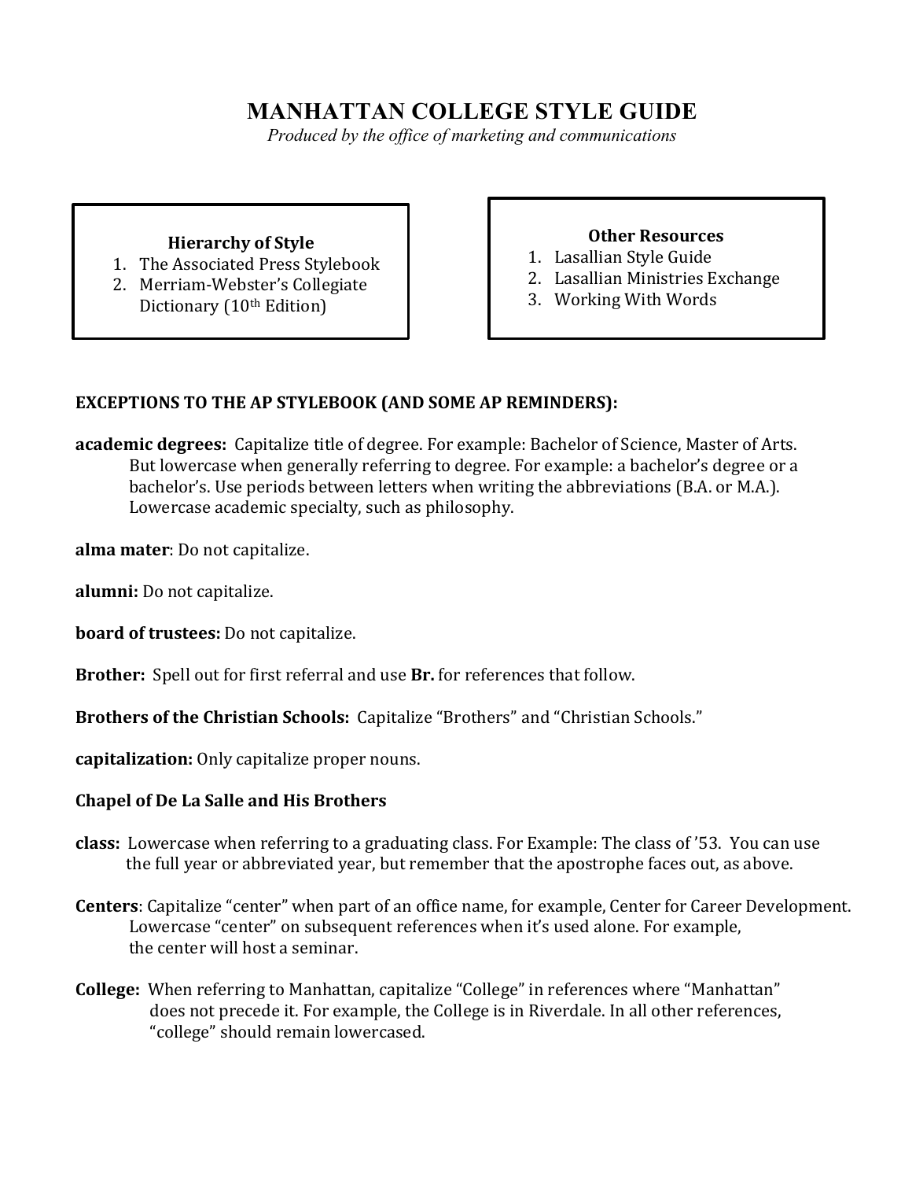# MANHATTAN COLLEGE STYLE GUIDE

*Produced by the office of marketing and communications*

**Hierarchy of Style**

1. The Associated Press Stylebook
2. Merriam-Webster's Collegiate Dictionary (10th Edition)

**Other Resources**

1. Lasallian Style Guide
2. Lasallian Ministries Exchange
3. Working With Words

## EXCEPTIONS TO THE AP STYLEBOOK (AND SOME AP REMINDERS):

**academic degrees:** Capitalize title of degree. For example: Bachelor of Science, Master of Arts. But lowercase when generally referring to degree. For example: a bachelor's degree or a bachelor's. Use periods between letters when writing the abbreviations (B.A. or M.A.). Lowercase academic specialty, such as philosophy.

**alma mater**: Do not capitalize.

**alumni:** Do not capitalize.

**board of trustees:** Do not capitalize.

**Brother:** Spell out for first referral and use **Br.** for references that follow.

**Brothers of the Christian Schools:** Capitalize "Brothers" and "Christian Schools."

**capitalization:** Only capitalize proper nouns.

**Chapel of De La Salle and His Brothers**

**class:** Lowercase when referring to a graduating class. For Example: The class of '53. You can use the full year or abbreviated year, but remember that the apostrophe faces out, as above.

**Centers**: Capitalize "center" when part of an office name, for example, Center for Career Development. Lowercase "center" on subsequent references when it's used alone. For example, the center will host a seminar.

**College:** When referring to Manhattan, capitalize "College" in references where "Manhattan" does not precede it. For example, the College is in Riverdale. In all other references, "college" should remain lowercased.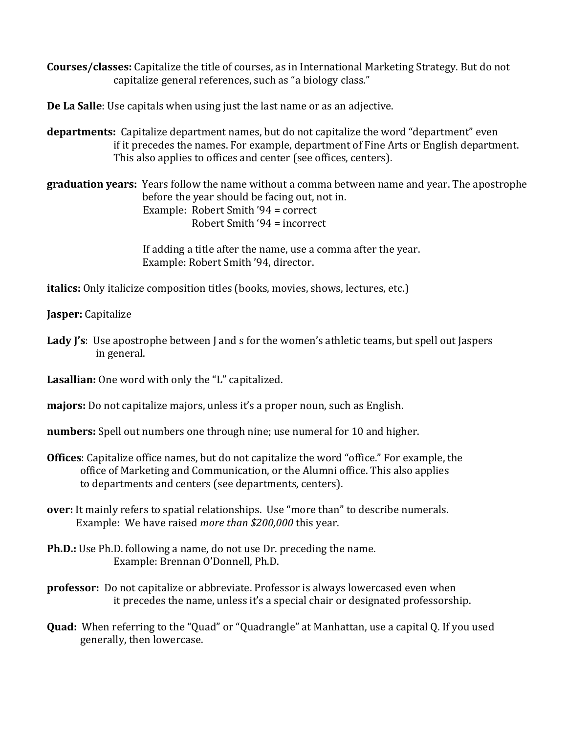**Courses/classes:** Capitalize the title of courses, as in International Marketing Strategy. But do not capitalize general references, such as "a biology class."

**De La Salle**: Use capitals when using just the last name or as an adjective.

**departments:** Capitalize department names, but do not capitalize the word "department" even if it precedes the names. For example, department of Fine Arts or English department. This also applies to offices and center (see offices, centers).

**graduation years:** Years follow the name without a comma between name and year. The apostrophe before the year should be facing out, not in.
Example: Robert Smith '94 = correct
Robert Smith '94 = incorrect

If adding a title after the name, use a comma after the year.
Example: Robert Smith '94, director.

**italics:** Only italicize composition titles (books, movies, shows, lectures, etc.)

**Jasper:** Capitalize

**Lady J's**: Use apostrophe between J and s for the women's athletic teams, but spell out Jaspers in general.

**Lasallian:** One word with only the "L" capitalized.

**majors:** Do not capitalize majors, unless it's a proper noun, such as English.

**numbers:** Spell out numbers one through nine; use numeral for 10 and higher.

**Offices**: Capitalize office names, but do not capitalize the word "office." For example, the office of Marketing and Communication, or the Alumni office. This also applies to departments and centers (see departments, centers).

**over:** It mainly refers to spatial relationships. Use "more than" to describe numerals.
Example: We have raised *more than $200,000* this year.

**Ph.D.:** Use Ph.D. following a name, do not use Dr. preceding the name.
Example: Brennan O'Donnell, Ph.D.

**professor:** Do not capitalize or abbreviate. Professor is always lowercased even when it precedes the name, unless it's a special chair or designated professorship.

**Quad:** When referring to the "Quad" or "Quadrangle" at Manhattan, use a capital Q. If you used generally, then lowercase.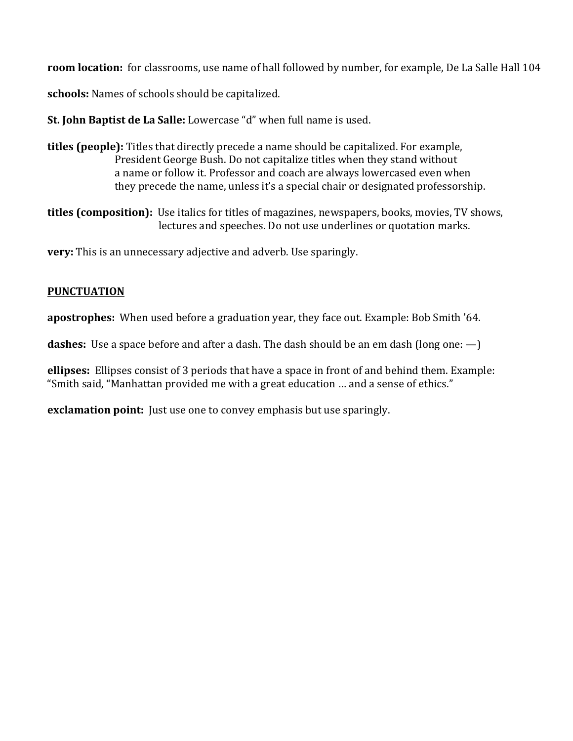**room location:** for classrooms, use name of hall followed by number, for example, De La Salle Hall 104

**schools:** Names of schools should be capitalized.

**St. John Baptist de La Salle:** Lowercase "d" when full name is used.

**titles (people):** Titles that directly precede a name should be capitalized. For example, President George Bush. Do not capitalize titles when they stand without a name or follow it. Professor and coach are always lowercased even when they precede the name, unless it's a special chair or designated professorship.

**titles (composition):** Use italics for titles of magazines, newspapers, books, movies, TV shows, lectures and speeches. Do not use underlines or quotation marks.

**very:** This is an unnecessary adjective and adverb. Use sparingly.

## PUNCTUATION

**apostrophes:** When used before a graduation year, they face out. Example: Bob Smith '64.

**dashes:** Use a space before and after a dash. The dash should be an em dash (long one: —)

**ellipses:** Ellipses consist of 3 periods that have a space in front of and behind them. Example: "Smith said, "Manhattan provided me with a great education … and a sense of ethics."

**exclamation point:** Just use one to convey emphasis but use sparingly.